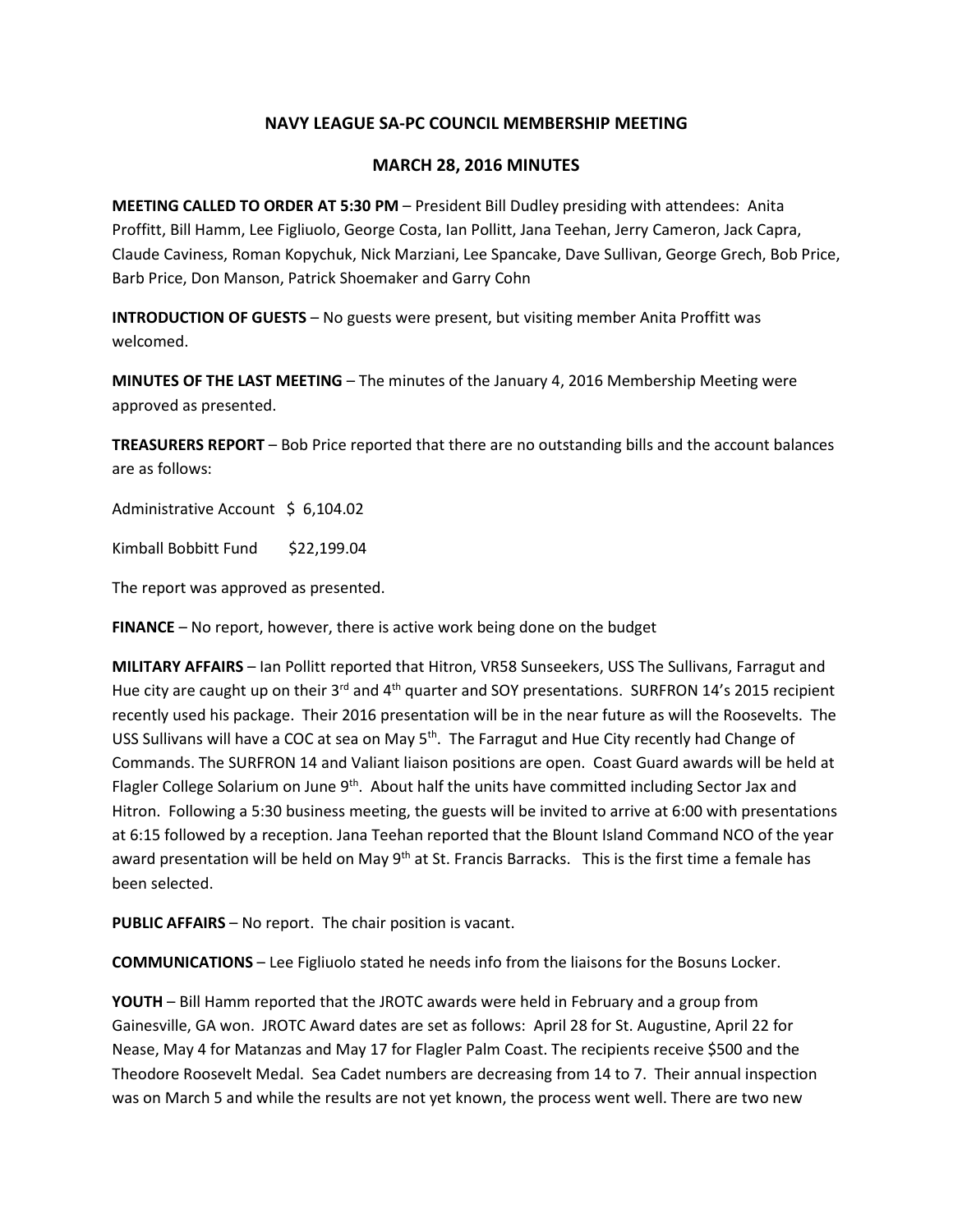# NAVY LEAGUE SA-PC COUNCIL MEMBERSHIP MEETING

## MARCH 28, 2016 MINUTES

**MEETING CALLED TO ORDER AT 5:30 PM** – President Bill Dudley presiding with attendees: Anita Proffitt, Bill Hamm, Lee Figliuolo, George Costa, Ian Pollitt, Jana Teehan, Jerry Cameron, Jack Capra, Claude Caviness, Roman Kopychuk, Nick Marziani, Lee Spancake, Dave Sullivan, George Grech, Bob Price, Barb Price, Don Manson, Patrick Shoemaker and Garry Cohn

**INTRODUCTION OF GUESTS** – No guests were present, but visiting member Anita Proffitt was welcomed.

**MINUTES OF THE LAST MEETING** – The minutes of the January 4, 2016 Membership Meeting were approved as presented.

**TREASURERS REPORT** – Bob Price reported that there are no outstanding bills and the account balances are as follows:

Administrative Account $ 6,104.02

Kimball Bobbitt Fund $22,199.04

The report was approved as presented.

**FINANCE** – No report, however, there is active work being done on the budget

**MILITARY AFFAIRS** – Ian Pollitt reported that Hitron, VR58 Sunseekers, USS The Sullivans, Farragut and Hue city are caught up on their 3rd and 4th quarter and SOY presentations. SURFRON 14's 2015 recipient recently used his package. Their 2016 presentation will be in the near future as will the Roosevelts. The USS Sullivans will have a COC at sea on May 5th. The Farragut and Hue City recently had Change of Commands. The SURFRON 14 and Valiant liaison positions are open. Coast Guard awards will be held at Flagler College Solarium on June 9th. About half the units have committed including Sector Jax and Hitron. Following a 5:30 business meeting, the guests will be invited to arrive at 6:00 with presentations at 6:15 followed by a reception. Jana Teehan reported that the Blount Island Command NCO of the year award presentation will be held on May 9th at St. Francis Barracks. This is the first time a female has been selected.

**PUBLIC AFFAIRS** – No report. The chair position is vacant.

**COMMUNICATIONS** – Lee Figliuolo stated he needs info from the liaisons for the Bosuns Locker.

**YOUTH** – Bill Hamm reported that the JROTC awards were held in February and a group from Gainesville, GA won. JROTC Award dates are set as follows: April 28 for St. Augustine, April 22 for Nease, May 4 for Matanzas and May 17 for Flagler Palm Coast. The recipients receive $500 and the Theodore Roosevelt Medal. Sea Cadet numbers are decreasing from 14 to 7. Their annual inspection was on March 5 and while the results are not yet known, the process went well. There are two new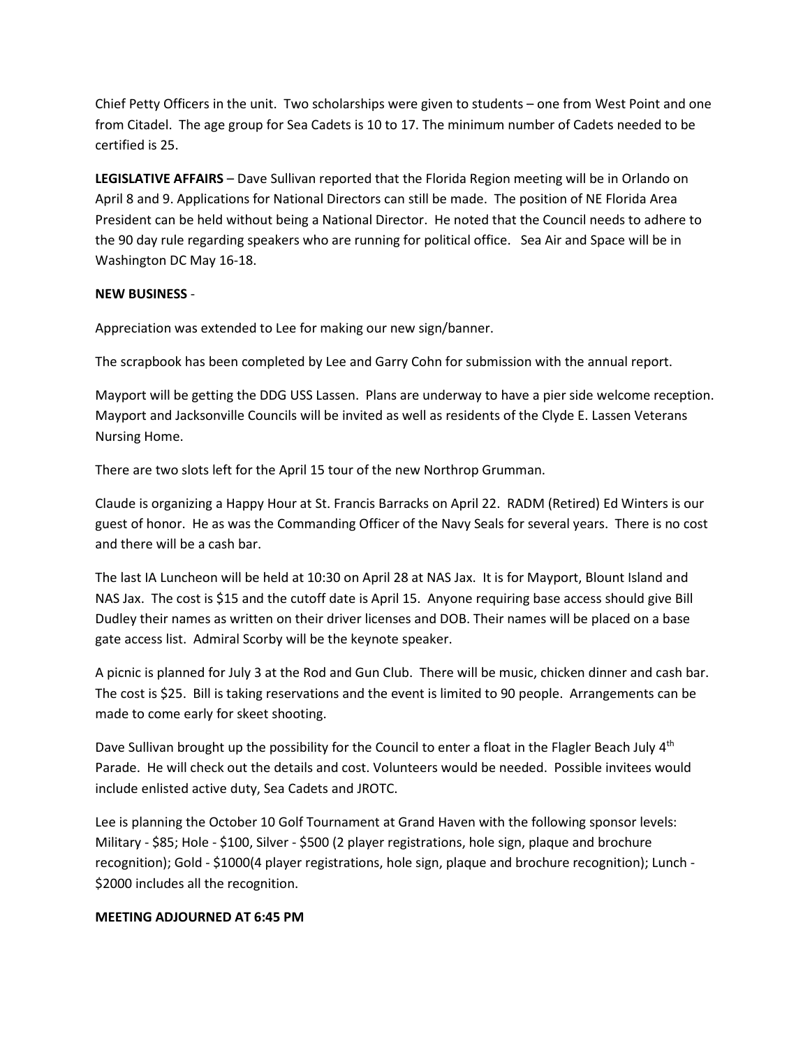Chief Petty Officers in the unit. Two scholarships were given to students – one from West Point and one from Citadel. The age group for Sea Cadets is 10 to 17. The minimum number of Cadets needed to be certified is 25.

**LEGISLATIVE AFFAIRS** – Dave Sullivan reported that the Florida Region meeting will be in Orlando on April 8 and 9. Applications for National Directors can still be made. The position of NE Florida Area President can be held without being a National Director. He noted that the Council needs to adhere to the 90 day rule regarding speakers who are running for political office. Sea Air and Space will be in Washington DC May 16-18.

**NEW BUSINESS** -

Appreciation was extended to Lee for making our new sign/banner.

The scrapbook has been completed by Lee and Garry Cohn for submission with the annual report.

Mayport will be getting the DDG USS Lassen. Plans are underway to have a pier side welcome reception. Mayport and Jacksonville Councils will be invited as well as residents of the Clyde E. Lassen Veterans Nursing Home.

There are two slots left for the April 15 tour of the new Northrop Grumman.

Claude is organizing a Happy Hour at St. Francis Barracks on April 22. RADM (Retired) Ed Winters is our guest of honor. He as was the Commanding Officer of the Navy Seals for several years. There is no cost and there will be a cash bar.

The last IA Luncheon will be held at 10:30 on April 28 at NAS Jax. It is for Mayport, Blount Island and NAS Jax. The cost is $15 and the cutoff date is April 15. Anyone requiring base access should give Bill Dudley their names as written on their driver licenses and DOB. Their names will be placed on a base gate access list. Admiral Scorby will be the keynote speaker.

A picnic is planned for July 3 at the Rod and Gun Club. There will be music, chicken dinner and cash bar. The cost is $25. Bill is taking reservations and the event is limited to 90 people. Arrangements can be made to come early for skeet shooting.

Dave Sullivan brought up the possibility for the Council to enter a float in the Flagler Beach July 4th Parade. He will check out the details and cost. Volunteers would be needed. Possible invitees would include enlisted active duty, Sea Cadets and JROTC.

Lee is planning the October 10 Golf Tournament at Grand Haven with the following sponsor levels: Military - $85; Hole - $100, Silver - $500 (2 player registrations, hole sign, plaque and brochure recognition); Gold - $1000(4 player registrations, hole sign, plaque and brochure recognition); Lunch - $2000 includes all the recognition.

**MEETING ADJOURNED AT 6:45 PM**